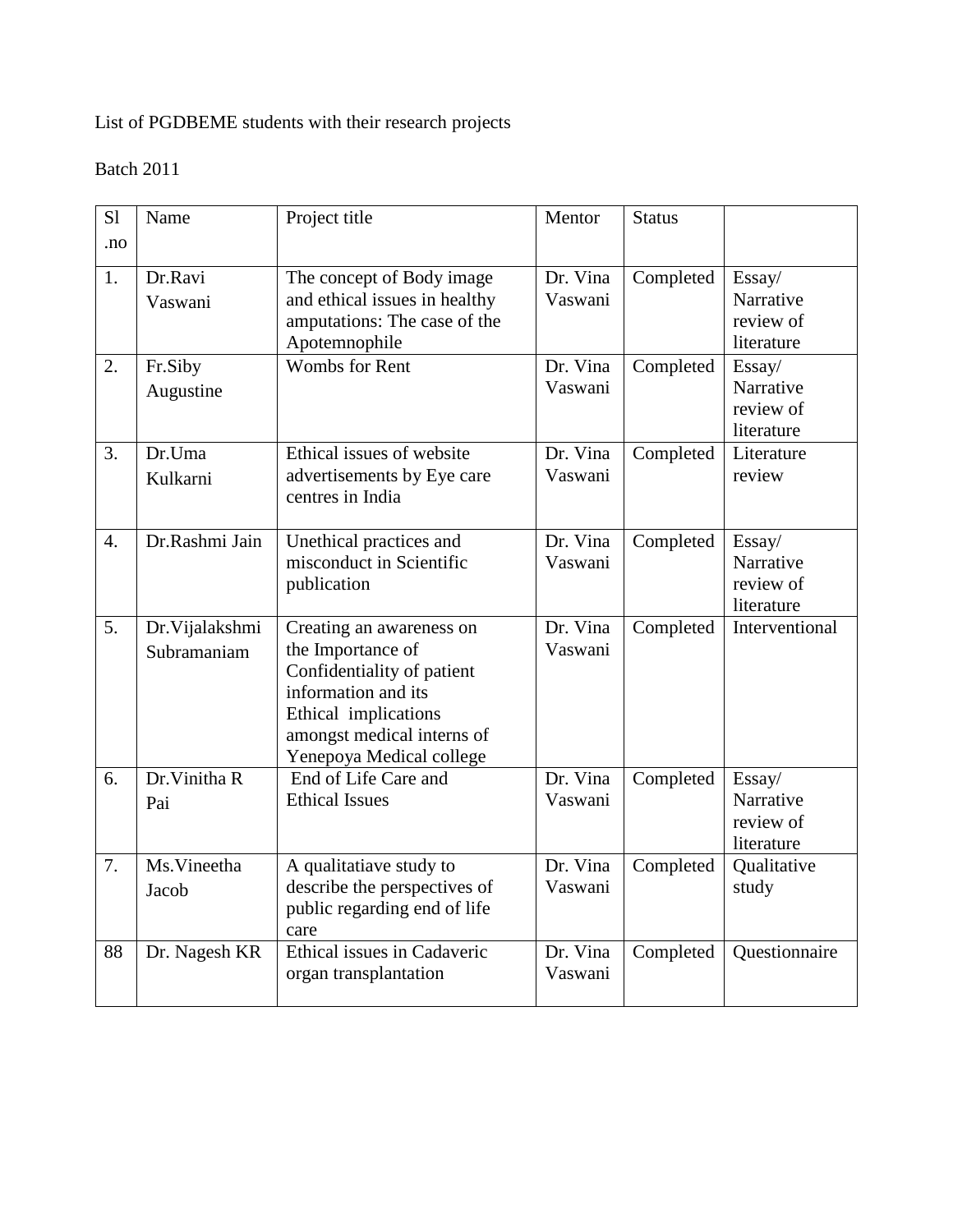List of PGDBEME students with their research projects

Batch 2011

| Sl .no | Name | Project title | Mentor | Status | |
|---|---|---|---|---|---|
| 1. | Dr.Ravi Vaswani | The concept of Body image and ethical issues in healthy amputations: The case of the Apotemnophile | Dr. Vina Vaswani | Completed | Essay/ Narrative review of literature |
| 2. | Fr.Siby Augustine | Wombs for Rent | Dr. Vina Vaswani | Completed | Essay/ Narrative review of literature |
| 3. | Dr.Uma Kulkarni | Ethical issues of website advertisements by Eye care centres in India | Dr. Vina Vaswani | Completed | Literature review |
| 4. | Dr.Rashmi Jain | Unethical practices and misconduct in Scientific publication | Dr. Vina Vaswani | Completed | Essay/ Narrative review of literature |
| 5. | Dr.Vijalakshmi Subramaniam | Creating an awareness on the Importance of Confidentiality of patient information and its Ethical implications amongst medical interns of Yenepoya Medical college | Dr. Vina Vaswani | Completed | Interventional |
| 6. | Dr.Vinitha R Pai | End of Life Care and Ethical Issues | Dr. Vina Vaswani | Completed | Essay/ Narrative review of literature |
| 7. | Ms.Vineetha Jacob | A qualitatiave study to describe the perspectives of public regarding end of life care | Dr. Vina Vaswani | Completed | Qualitative study |
| 88 | Dr. Nagesh KR | Ethical issues in Cadaveric organ transplantation | Dr. Vina Vaswani | Completed | Questionnaire |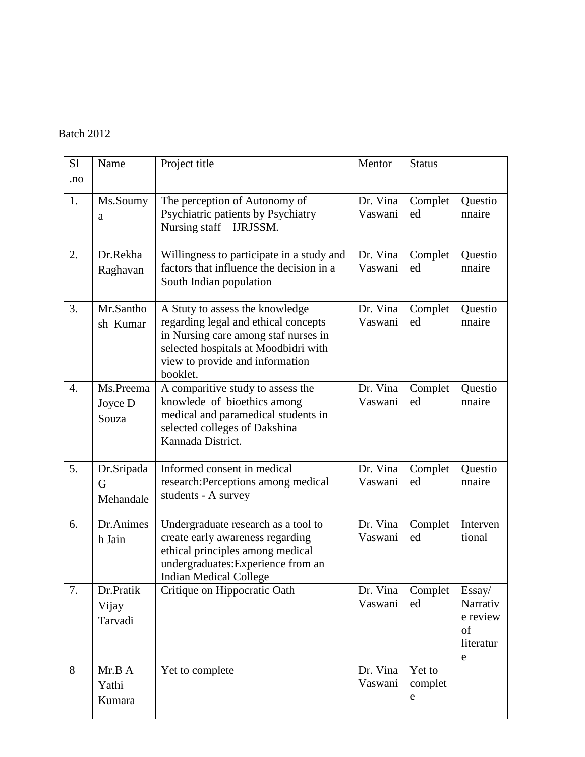Batch 2012

| Sl .no | Name | Project title | Mentor | Status | |
|---|---|---|---|---|---|
| 1. | Ms.Soumya | The perception of Autonomy of Psychiatric patients by Psychiatry Nursing staff – IJRJSSM. | Dr. Vina Vaswani | Completed | Questionnaire |
| 2. | Dr.Rekha Raghavan | Willingness to participate in a study and factors that influence the decision in a South Indian population | Dr. Vina Vaswani | Completed | Questionnaire |
| 3. | Mr.Santhosh Kumar | A Stuty to assess the knowledge regarding legal and ethical concepts in Nursing care among staf nurses in selected hospitals at Moodbidri with view to provide and information booklet. | Dr. Vina Vaswani | Completed | Questionnaire |
| 4. | Ms.Preema Joyce D Souza | A comparitive study to assess the knowlede of bioethics among medical and paramedical students in selected colleges of Dakshina Kannada District. | Dr. Vina Vaswani | Completed | Questionnaire |
| 5. | Dr.Sripada G Mehandale | Informed consent in medical research:Perceptions among medical students - A survey | Dr. Vina Vaswani | Completed | Questionnaire |
| 6. | Dr.Animesh Jain | Undergraduate research as a tool to create early awareness regarding ethical principles among medical undergraduates:Experience from an Indian Medical College | Dr. Vina Vaswani | Completed | Interventional |
| 7. | Dr.Pratik Vijay Tarvadi | Critique on Hippocratic Oath | Dr. Vina Vaswani | Completed | Essay/ Narrative review of literature |
| 8 | Mr.B A Yathi Kumara | Yet to complete | Dr. Vina Vaswani | Yet to complete | |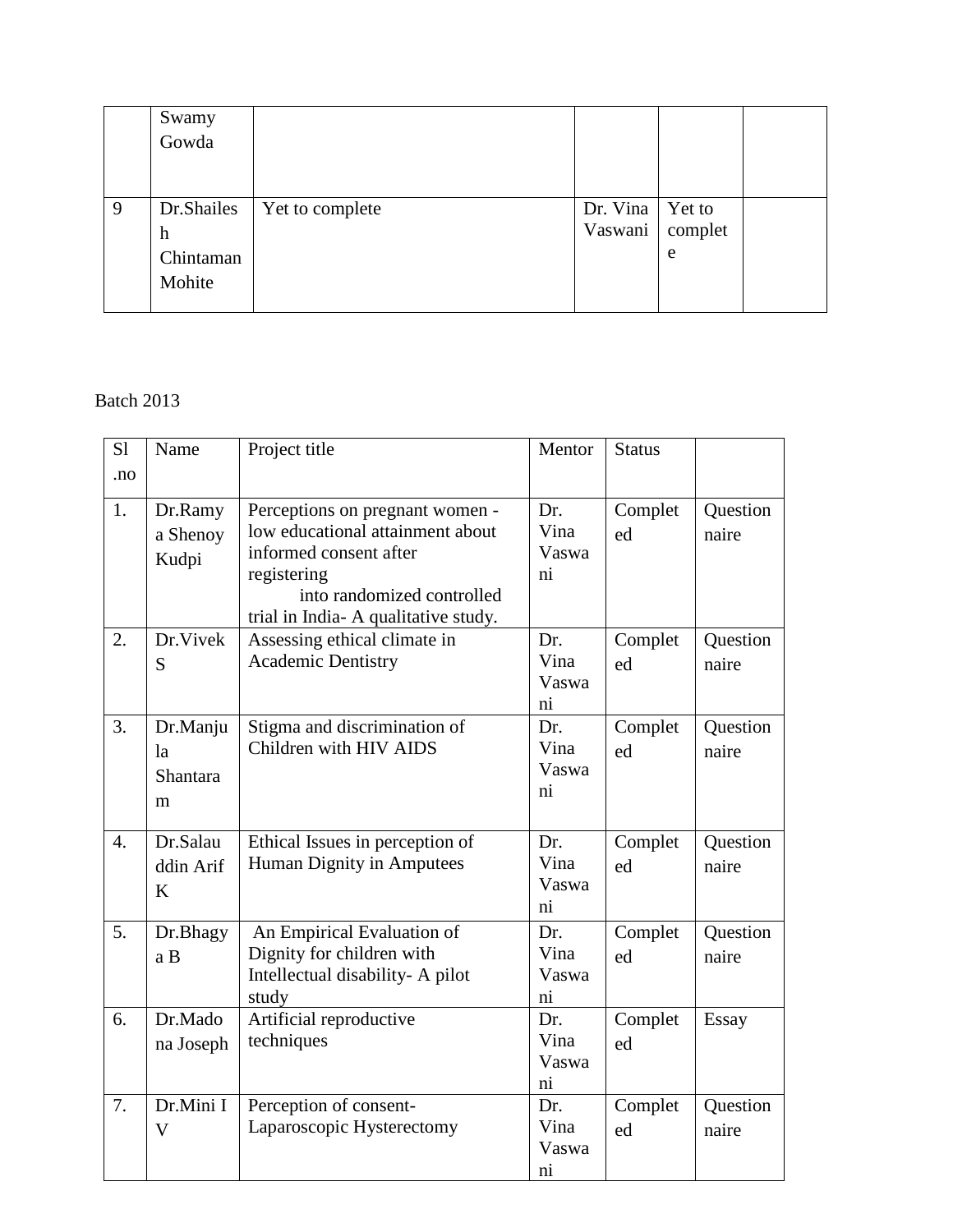| | Swamy Gowda | | | | |
|---|---|---|---|---|---|
| 9 | Dr.Shailesh Chintaman Mohite | Yet to complete | Dr. Vina Vaswani | Yet to complete | |

Batch 2013

| Sl .no | Name | Project title | Mentor | Status | |
|---|---|---|---|---|---|
| 1. | Dr.Ramya Shenoy Kudpi | Perceptions on pregnant women - low educational attainment about informed consent after registering into randomized controlled trial in India- A qualitative study. | Dr. Vina Vaswani | Completed | Questionnaire |
| 2. | Dr.Vivek S | Assessing ethical climate in Academic Dentistry | Dr. Vina Vaswani | Completed | Questionnaire |
| 3. | Dr.Manjula Shantaram | Stigma and discrimination of Children with HIV AIDS | Dr. Vina Vaswani | Completed | Questionnaire |
| 4. | Dr.Salauddin Arif K | Ethical Issues in perception of Human Dignity in Amputees | Dr. Vina Vaswani | Completed | Questionnaire |
| 5. | Dr.Bhagya B | An Empirical Evaluation of Dignity for children with Intellectual disability- A pilot study | Dr. Vina Vaswani | Completed | Questionnaire |
| 6. | Dr.Madona Joseph | Artificial reproductive techniques | Dr. Vina Vaswani | Completed | Essay |
| 7. | Dr.Mini I V | Perception of consent- Laparoscopic Hysterectomy | Dr. Vina Vaswani | Completed | Questionnaire |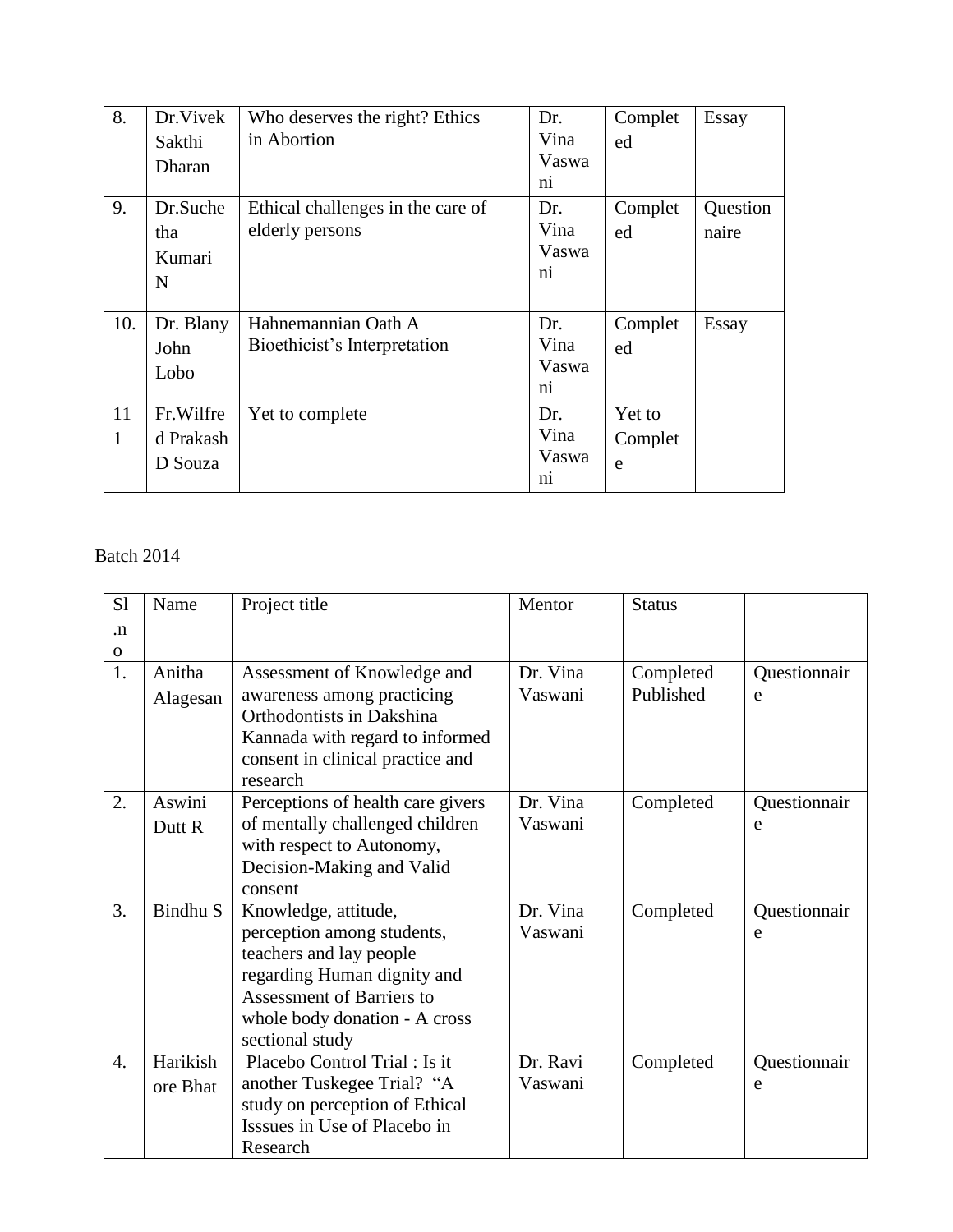| 8. | Dr.Vivek Sakthi Dharan | Who deserves the right? Ethics in Abortion | Dr. Vina Vaswani | Completed | Essay |
|---|---|---|---|---|---|
| 9. | Dr.Suchetha Kumari N | Ethical challenges in the care of elderly persons | Dr. Vina Vaswani | Completed | Questionnaire |
| 10. | Dr. Blany John Lobo | Hahnemannian Oath A Bioethicist's Interpretation | Dr. Vina Vaswani | Completed | Essay |
| 111 | Fr.Wilfred Prakash D Souza | Yet to complete | Dr. Vina Vaswani | Yet to Complete | |

Batch 2014

| Sl.no | Name | Project title | Mentor | Status | |
|---|---|---|---|---|---|
| 1. | Anitha Alagesan | Assessment of Knowledge and awareness among practicing Orthodontists in Dakshina Kannada with regard to informed consent in clinical practice and research | Dr. Vina Vaswani | Completed Published | Questionnaire |
| 2. | Aswini Dutt R | Perceptions of health care givers of mentally challenged children with respect to Autonomy, Decision-Making and Valid consent | Dr. Vina Vaswani | Completed | Questionnaire |
| 3. | Bindhu S | Knowledge, attitude, perception among students, teachers and lay people regarding Human dignity and Assessment of Barriers to whole body donation - A cross sectional study | Dr. Vina Vaswani | Completed | Questionnaire |
| 4. | Harikishore Bhat | Placebo Control Trial : Is it another Tuskegee Trial? "A study on perception of Ethical Isssues in Use of Placebo in Research | Dr. Ravi Vaswani | Completed | Questionnaire |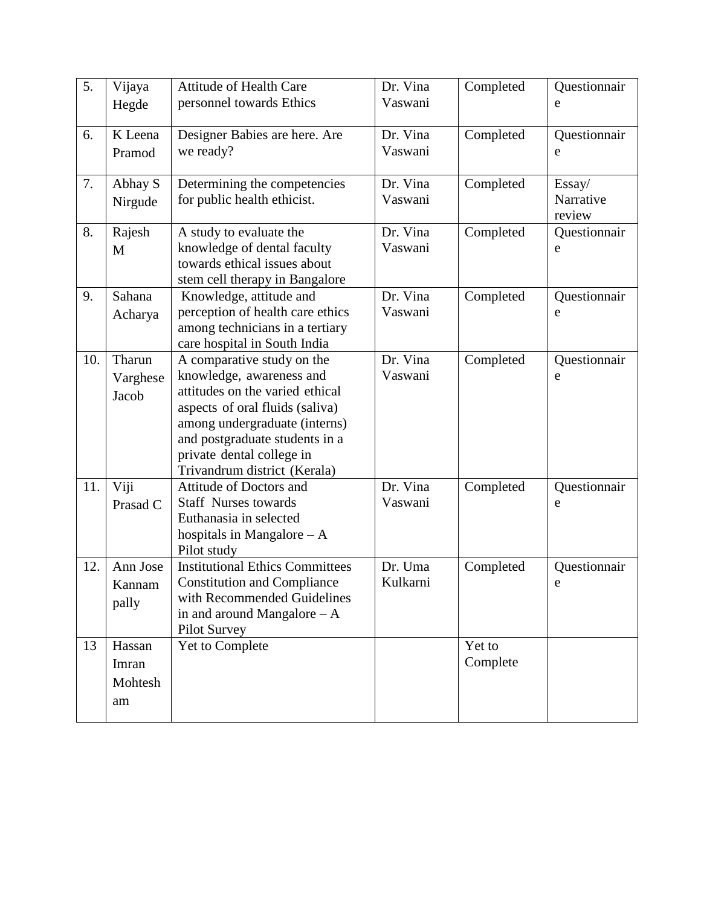| 5. | Vijaya Hegde | Attitude of Health Care personnel towards Ethics | Dr. Vina Vaswani | Completed | Questionnaire |
|---|---|---|---|---|---|
| 6. | K Leena Pramod | Designer Babies are here. Are we ready? | Dr. Vina Vaswani | Completed | Questionnaire |
| 7. | Abhay S Nirgude | Determining the competencies for public health ethicist. | Dr. Vina Vaswani | Completed | Essay/ Narrative review |
| 8. | Rajesh M | A study to evaluate the knowledge of dental faculty towards ethical issues about stem cell therapy in Bangalore | Dr. Vina Vaswani | Completed | Questionnaire |
| 9. | Sahana Acharya | Knowledge, attitude and perception of health care ethics among technicians in a tertiary care hospital in South India | Dr. Vina Vaswani | Completed | Questionnaire |
| 10. | Tharun Varghese Jacob | A comparative study on the knowledge, awareness and attitudes on the varied ethical aspects of oral fluids (saliva) among undergraduate (interns) and postgraduate students in a private dental college in Trivandrum district (Kerala) | Dr. Vina Vaswani | Completed | Questionnaire |
| 11. | Viji Prasad C | Attitude of Doctors and Staff Nurses towards Euthanasia in selected hospitals in Mangalore – A Pilot study | Dr. Vina Vaswani | Completed | Questionnaire |
| 12. | Ann Jose Kannampally | Institutional Ethics Committees Constitution and Compliance with Recommended Guidelines in and around Mangalore – A Pilot Survey | Dr. Uma Kulkarni | Completed | Questionnaire |
| 13 | Hassan Imran Mohtesham | Yet to Complete | | Yet to Complete | |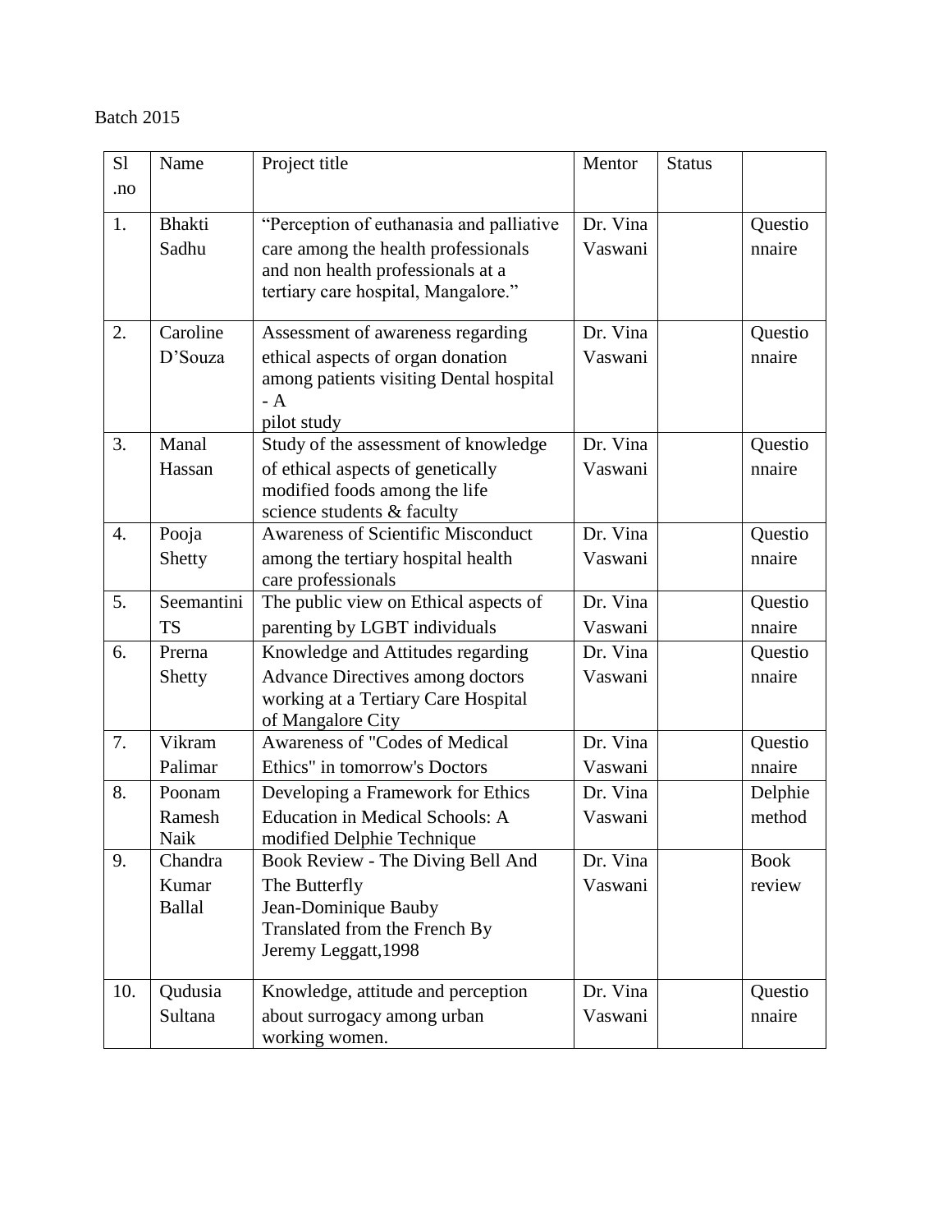Batch 2015

| Sl .no | Name | Project title | Mentor | Status | |
|---|---|---|---|---|---|
| 1. | Bhakti Sadhu | "Perception of euthanasia and palliative care among the health professionals and non health professionals at a tertiary care hospital, Mangalore." | Dr. Vina Vaswani | | Questionnaire |
| 2. | Caroline D'Souza | Assessment of awareness regarding ethical aspects of organ donation among patients visiting Dental hospital - A pilot study | Dr. Vina Vaswani | | Questionnaire |
| 3. | Manal Hassan | Study of the assessment of knowledge of ethical aspects of genetically modified foods among the life science students & faculty | Dr. Vina Vaswani | | Questionnaire |
| 4. | Pooja Shetty | Awareness of Scientific Misconduct among the tertiary hospital health care professionals | Dr. Vina Vaswani | | Questionnaire |
| 5. | Seemantini TS | The public view on Ethical aspects of parenting by LGBT individuals | Dr. Vina Vaswani | | Questionnaire |
| 6. | Prerna Shetty | Knowledge and Attitudes regarding Advance Directives among doctors working at a Tertiary Care Hospital of Mangalore City | Dr. Vina Vaswani | | Questionnaire |
| 7. | Vikram Palimar | Awareness of "Codes of Medical Ethics" in tomorrow's Doctors | Dr. Vina Vaswani | | Questionnaire |
| 8. | Poonam Ramesh Naik | Developing a Framework for Ethics Education in Medical Schools: A modified Delphie Technique | Dr. Vina Vaswani | | Delphie method |
| 9. | Chandra Kumar Ballal | Book Review - The Diving Bell And The Butterfly Jean-Dominique Bauby Translated from the French By Jeremy Leggatt,1998 | Dr. Vina Vaswani | | Book review |
| 10. | Qudusia Sultana | Knowledge, attitude and perception about surrogacy among urban working women. | Dr. Vina Vaswani | | Questionnaire |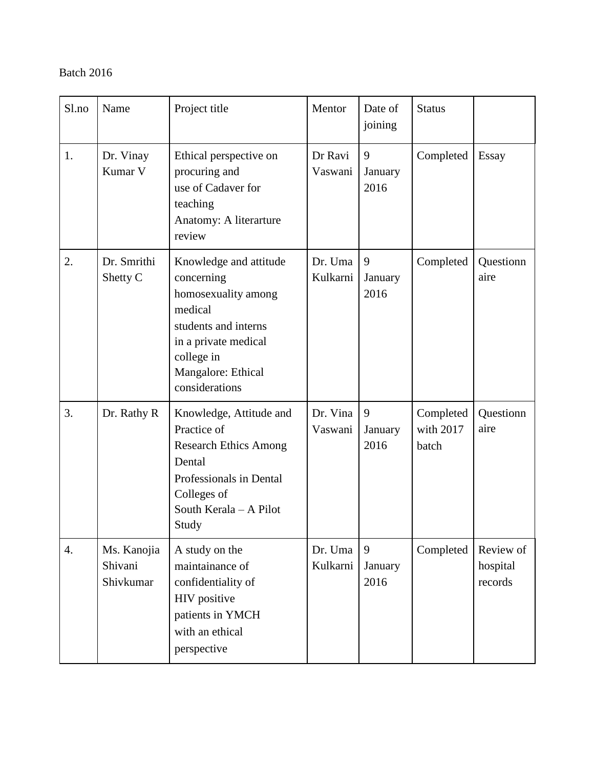Batch 2016

| Sl.no | Name | Project title | Mentor | Date of joining | Status | |
|---|---|---|---|---|---|---|
| 1. | Dr. Vinay Kumar V | Ethical perspective on procuring and use of Cadaver for teaching Anatomy: A literarture review | Dr Ravi Vaswani | 9 January 2016 | Completed | Essay |
| 2. | Dr. Smrithi Shetty C | Knowledge and attitude concerning homosexuality among medical students and interns in a private medical college in Mangalore: Ethical considerations | Dr. Uma Kulkarni | 9 January 2016 | Completed | Questionnaire |
| 3. | Dr. Rathy R | Knowledge, Attitude and Practice of Research Ethics Among Dental Professionals in Dental Colleges of South Kerala – A Pilot Study | Dr. Vina Vaswani | 9 January 2016 | Completed with 2017 batch | Questionnaire |
| 4. | Ms. Kanojia Shivani Shivkumar | A study on the maintainance of confidentiality of HIV positive patients in YMCH with an ethical perspective | Dr. Uma Kulkarni | 9 January 2016 | Completed | Review of hospital records |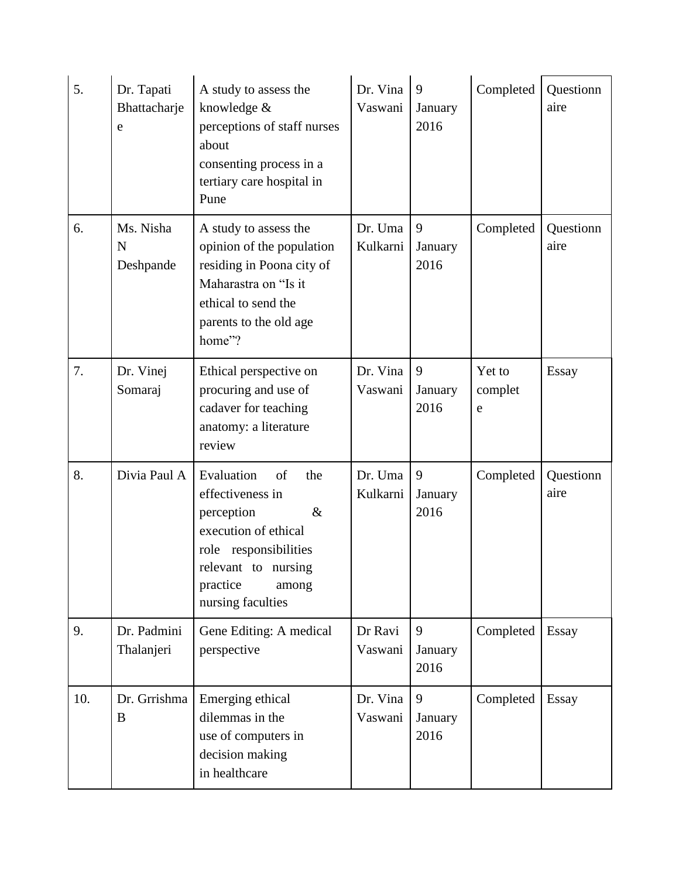| 5. | Dr. Tapati Bhattacharjee | A study to assess the knowledge & perceptions of staff nurses about consenting process in a tertiary care hospital in Pune | Dr. Vina Vaswani | 9 January 2016 | Completed | Questionnaire |
|---|---|---|---|---|---|---|
| 6. | Ms. Nisha N Deshpande | A study to assess the opinion of the population residing in Poona city of Maharastra on "Is it ethical to send the parents to the old age home"? | Dr. Uma Kulkarni | 9 January 2016 | Completed | Questionnaire |
| 7. | Dr. Vinej Somaraj | Ethical perspective on procuring and use of cadaver for teaching anatomy: a literature review | Dr. Vina Vaswani | 9 January 2016 | Yet to complete | Essay |
| 8. | Divia Paul A | Evaluation of the effectiveness in perception & execution of ethical role responsibilities relevant to nursing practice among nursing faculties | Dr. Uma Kulkarni | 9 January 2016 | Completed | Questionnaire |
| 9. | Dr. Padmini Thalanjeri | Gene Editing: A medical perspective | Dr Ravi Vaswani | 9 January 2016 | Completed | Essay |
| 10. | Dr. Grrishma B | Emerging ethical dilemmas in the use of computers in decision making in healthcare | Dr. Vina Vaswani | 9 January 2016 | Completed | Essay |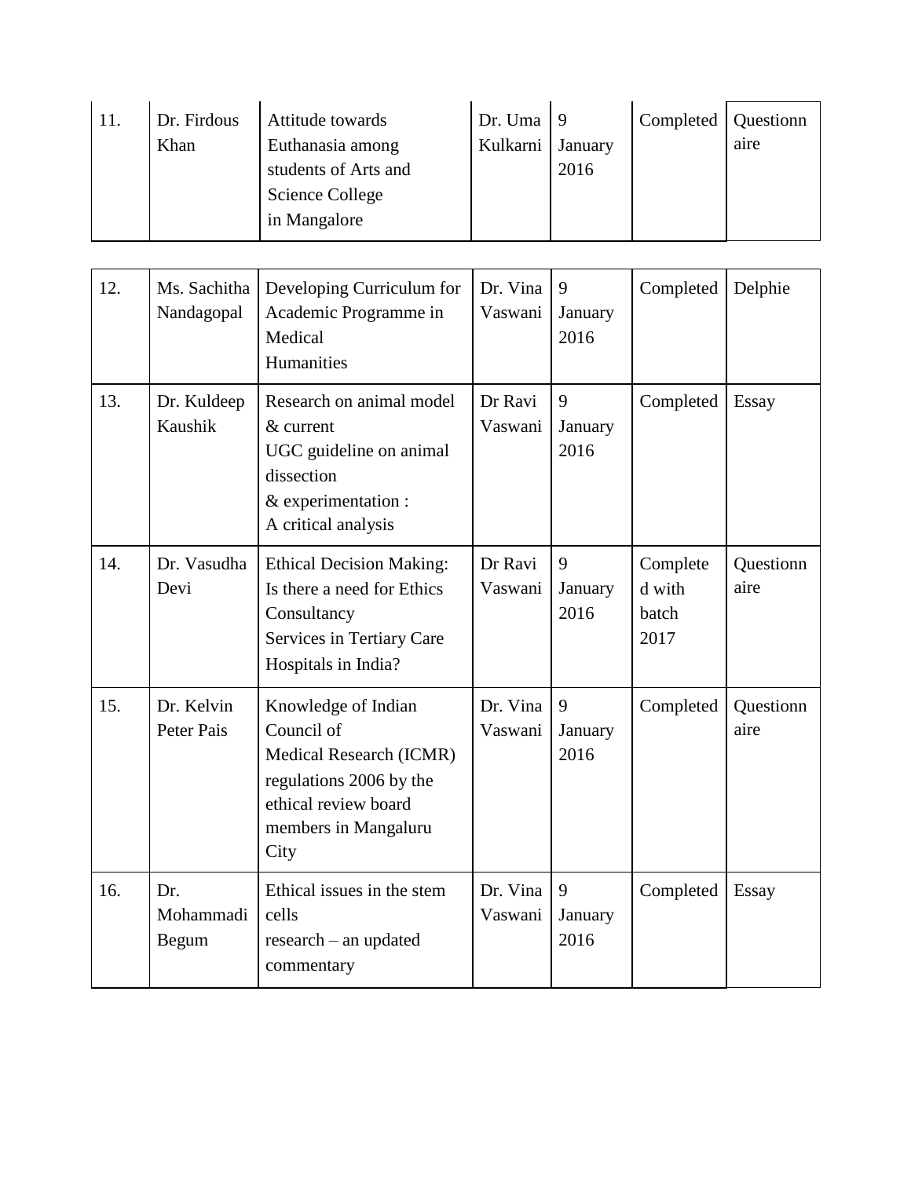| | | | | | | |
|---|---|---|---|---|---|---|
| 11. | Dr. Firdous Khan | Attitude towards Euthanasia among students of Arts and Science College in Mangalore | Dr. Uma Kulkarni | 9 January 2016 | Completed | Questionnaire |
| 12. | Ms. Sachitha Nandagopal | Developing Curriculum for Academic Programme in Medical Humanities | Dr. Vina Vaswani | 9 January 2016 | Completed | Delphie |
| 13. | Dr. Kuldeep Kaushik | Research on animal model & current UGC guideline on animal dissection & experimentation : A critical analysis | Dr Ravi Vaswani | 9 January 2016 | Completed | Essay |
| 14. | Dr. Vasudha Devi | Ethical Decision Making: Is there a need for Ethics Consultancy Services in Tertiary Care Hospitals in India? | Dr Ravi Vaswani | 9 January 2016 | Completed with batch 2017 | Questionnaire |
| 15. | Dr. Kelvin Peter Pais | Knowledge of Indian Council of Medical Research (ICMR) regulations 2006 by the ethical review board members in Mangaluru City | Dr. Vina Vaswani | 9 January 2016 | Completed | Questionnaire |
| 16. | Dr. Mohammadi Begum | Ethical issues in the stem cells research – an updated commentary | Dr. Vina Vaswani | 9 January 2016 | Completed | Essay |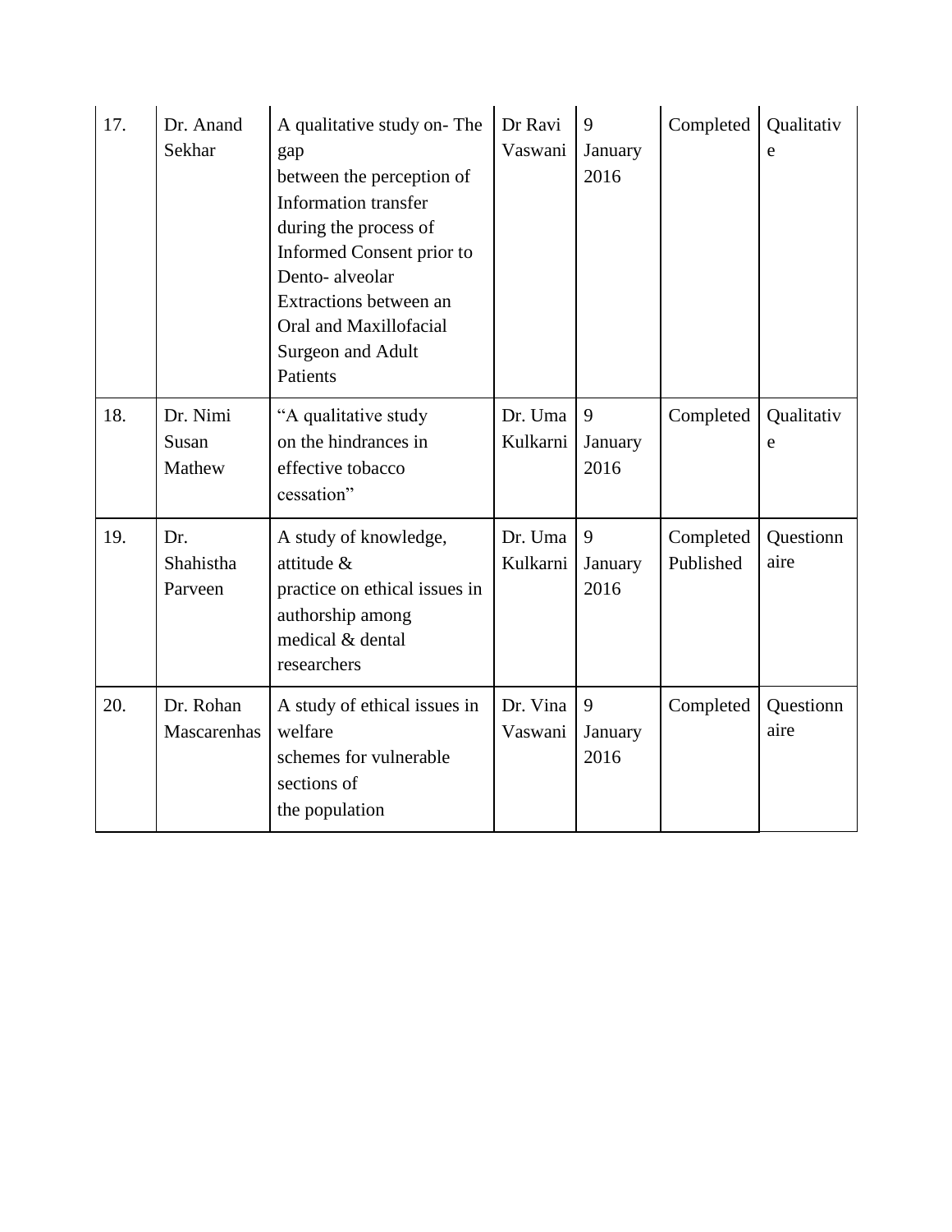| 17. | Dr. Anand Sekhar | A qualitative study on- The gap between the perception of Information transfer during the process of Informed Consent prior to Dento- alveolar Extractions between an Oral and Maxillofacial Surgeon and Adult Patients | Dr Ravi Vaswani | 9 January 2016 | Completed | Qualitative |
|---|---|---|---|---|---|---|
| 18. | Dr. Nimi Susan Mathew | "A qualitative study on the hindrances in effective tobacco cessation" | Dr. Uma Kulkarni | 9 January 2016 | Completed | Qualitative |
| 19. | Dr. Shahistha Parveen | A study of knowledge, attitude & practice on ethical issues in authorship among medical & dental researchers | Dr. Uma Kulkarni | 9 January 2016 | Completed Published | Questionnaire |
| 20. | Dr. Rohan Mascarenhas | A study of ethical issues in welfare schemes for vulnerable sections of the population | Dr. Vina Vaswani | 9 January 2016 | Completed | Questionnaire |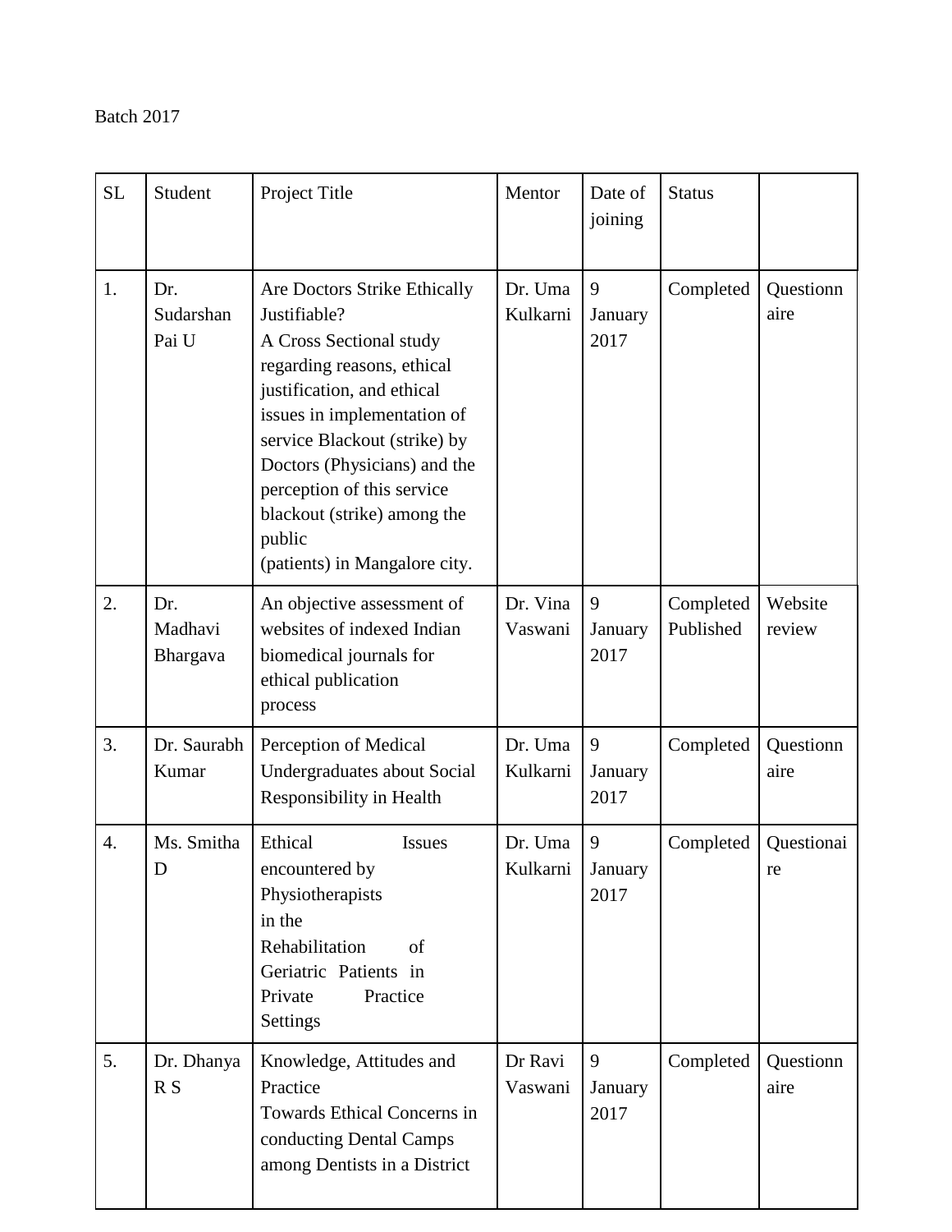Batch 2017

| SL | Student | Project Title | Mentor | Date of joining | Status | |
|---|---|---|---|---|---|---|
| 1. | Dr. Sudarshan Pai U | Are Doctors Strike Ethically Justifiable? A Cross Sectional study regarding reasons, ethical justification, and ethical issues in implementation of service Blackout (strike) by Doctors (Physicians) and the perception of this service blackout (strike) among the public (patients) in Mangalore city. | Dr. Uma Kulkarni | 9 January 2017 | Completed | Questionnaire |
| 2. | Dr. Madhavi Bhargava | An objective assessment of websites of indexed Indian biomedical journals for ethical publication process | Dr. Vina Vaswani | 9 January 2017 | Completed Published | Website review |
| 3. | Dr. Saurabh Kumar | Perception of Medical Undergraduates about Social Responsibility in Health | Dr. Uma Kulkarni | 9 January 2017 | Completed | Questionnaire |
| 4. | Ms. Smitha D | Ethical Issues encountered by Physiotherapists in the Rehabilitation of Geriatric Patients in Private Practice Settings | Dr. Uma Kulkarni | 9 January 2017 | Completed | Questionaire |
| 5. | Dr. Dhanya R S | Knowledge, Attitudes and Practice Towards Ethical Concerns in conducting Dental Camps among Dentists in a District | Dr Ravi Vaswani | 9 January 2017 | Completed | Questionnaire |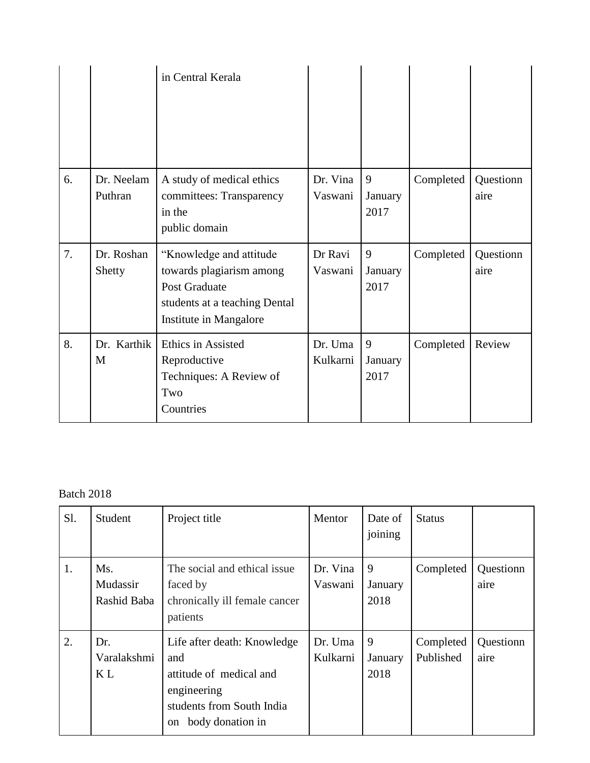| | | in Central Kerala | | | | |
|---|---|---|---|---|---|---|
| 6. | Dr. Neelam Puthran | A study of medical ethics committees: Transparency in the public domain | Dr. Vina Vaswani | 9 January 2017 | Completed | Questionnaire |
| 7. | Dr. Roshan Shetty | “Knowledge and attitude towards plagiarism among Post Graduate students at a teaching Dental Institute in Mangalore | Dr Ravi Vaswani | 9 January 2017 | Completed | Questionnaire |
| 8. | Dr. Karthik M | Ethics in Assisted Reproductive Techniques: A Review of Two Countries | Dr. Uma Kulkarni | 9 January 2017 | Completed | Review |

Batch 2018

| Sl. | Student | Project title | Mentor | Date of joining | Status | |
|---|---|---|---|---|---|---|
| 1. | Ms. Mudassir Rashid Baba | The social and ethical issue faced by chronically ill female cancer patients | Dr. Vina Vaswani | 9 January 2018 | Completed | Questionnaire |
| 2. | Dr. Varalakshmi K L | Life after death: Knowledge and attitude of medical and engineering students from South India on body donation in | Dr. Uma Kulkarni | 9 January 2018 | Completed Published | Questionnaire |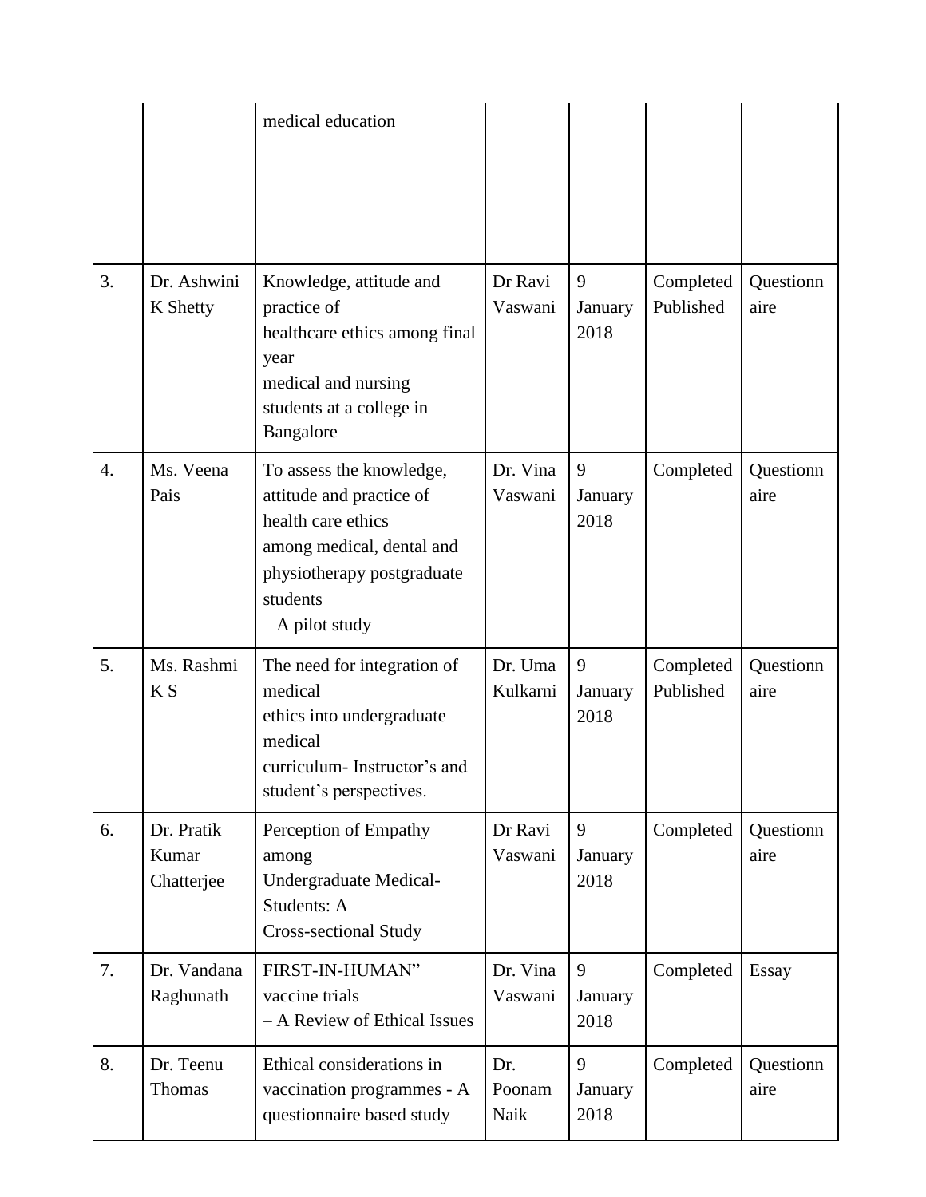| | | | | | | |
|---|---|---|---|---|---|---|
| | | medical education | | | | |
| 3. | Dr. Ashwini K Shetty | Knowledge, attitude and practice of healthcare ethics among final year medical and nursing students at a college in Bangalore | Dr Ravi Vaswani | 9 January 2018 | Completed Published | Questionnaire |
| 4. | Ms. Veena Pais | To assess the knowledge, attitude and practice of health care ethics among medical, dental and physiotherapy postgraduate students – A pilot study | Dr. Vina Vaswani | 9 January 2018 | Completed | Questionnaire |
| 5. | Ms. Rashmi K S | The need for integration of medical ethics into undergraduate medical curriculum- Instructor's and student's perspectives. | Dr. Uma Kulkarni | 9 January 2018 | Completed Published | Questionnaire |
| 6. | Dr. Pratik Kumar Chatterjee | Perception of Empathy among Undergraduate Medical-Students: A Cross-sectional Study | Dr Ravi Vaswani | 9 January 2018 | Completed | Questionnaire |
| 7. | Dr. Vandana Raghunath | FIRST-IN-HUMAN" vaccine trials – A Review of Ethical Issues | Dr. Vina Vaswani | 9 January 2018 | Completed | Essay |
| 8. | Dr. Teenu Thomas | Ethical considerations in vaccination programmes - A questionnaire based study | Dr. Poonam Naik | 9 January 2018 | Completed | Questionnaire |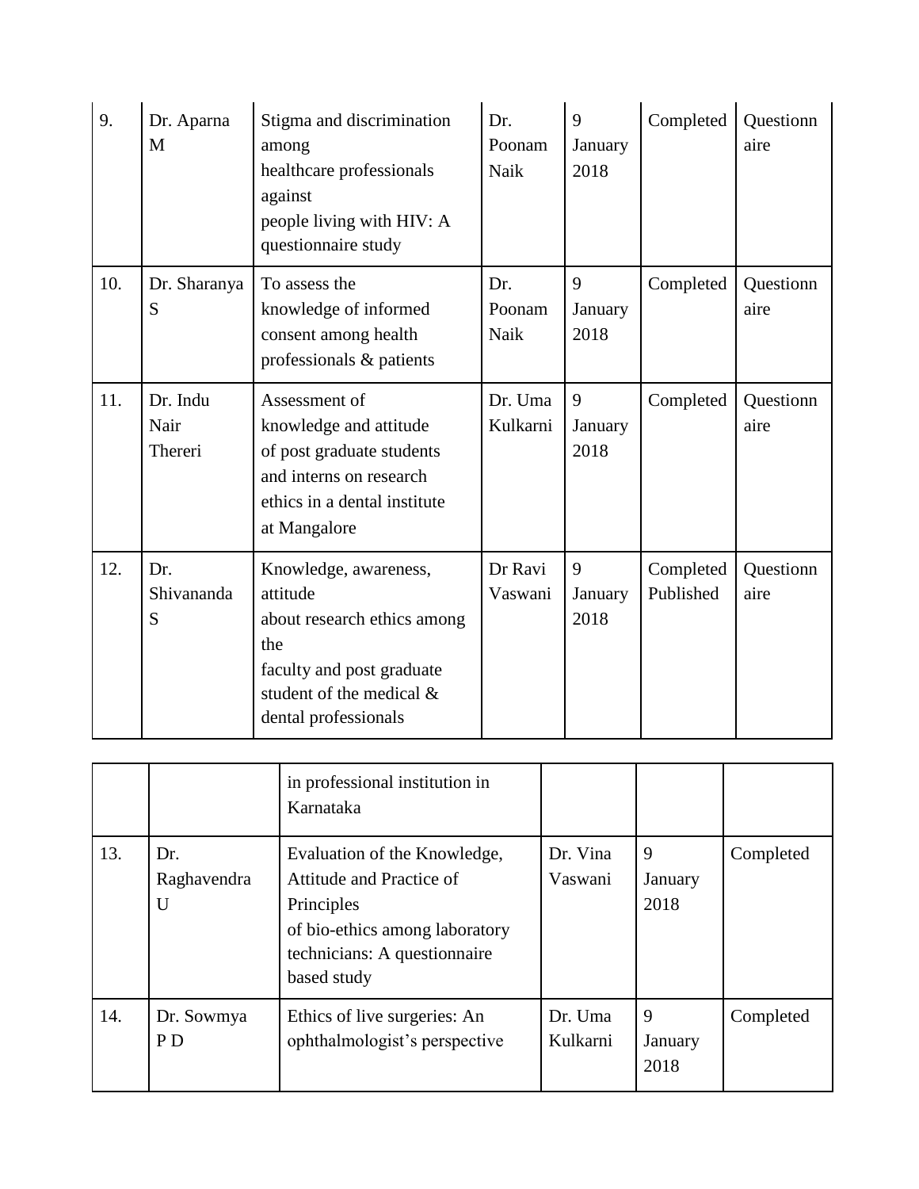| 9. | Dr. Aparna M | Stigma and discrimination among healthcare professionals against people living with HIV: A questionnaire study | Dr. Poonam Naik | 9 January 2018 | Completed | Questionnaire |
|---|---|---|---|---|---|---|
| 10. | Dr. Sharanya S | To assess the knowledge of informed consent among health professionals & patients | Dr. Poonam Naik | 9 January 2018 | Completed | Questionnaire |
| 11. | Dr. Indu Nair Thereri | Assessment of knowledge and attitude of post graduate students and interns on research ethics in a dental institute at Mangalore | Dr. Uma Kulkarni | 9 January 2018 | Completed | Questionnaire |
| 12. | Dr. Shivananda S | Knowledge, awareness, attitude about research ethics among the faculty and post graduate student of the medical & dental professionals in professional institution in Karnataka | Dr Ravi Vaswani | 9 January 2018 | Completed Published | Questionnaire |
| 13. | Dr. Raghavendra U | Evaluation of the Knowledge, Attitude and Practice of Principles of bio-ethics among laboratory technicians: A questionnaire based study | Dr. Vina Vaswani | 9 January 2018 | Completed | |
| 14. | Dr. Sowmya P D | Ethics of live surgeries: An ophthalmologist's perspective | Dr. Uma Kulkarni | 9 January 2018 | Completed | |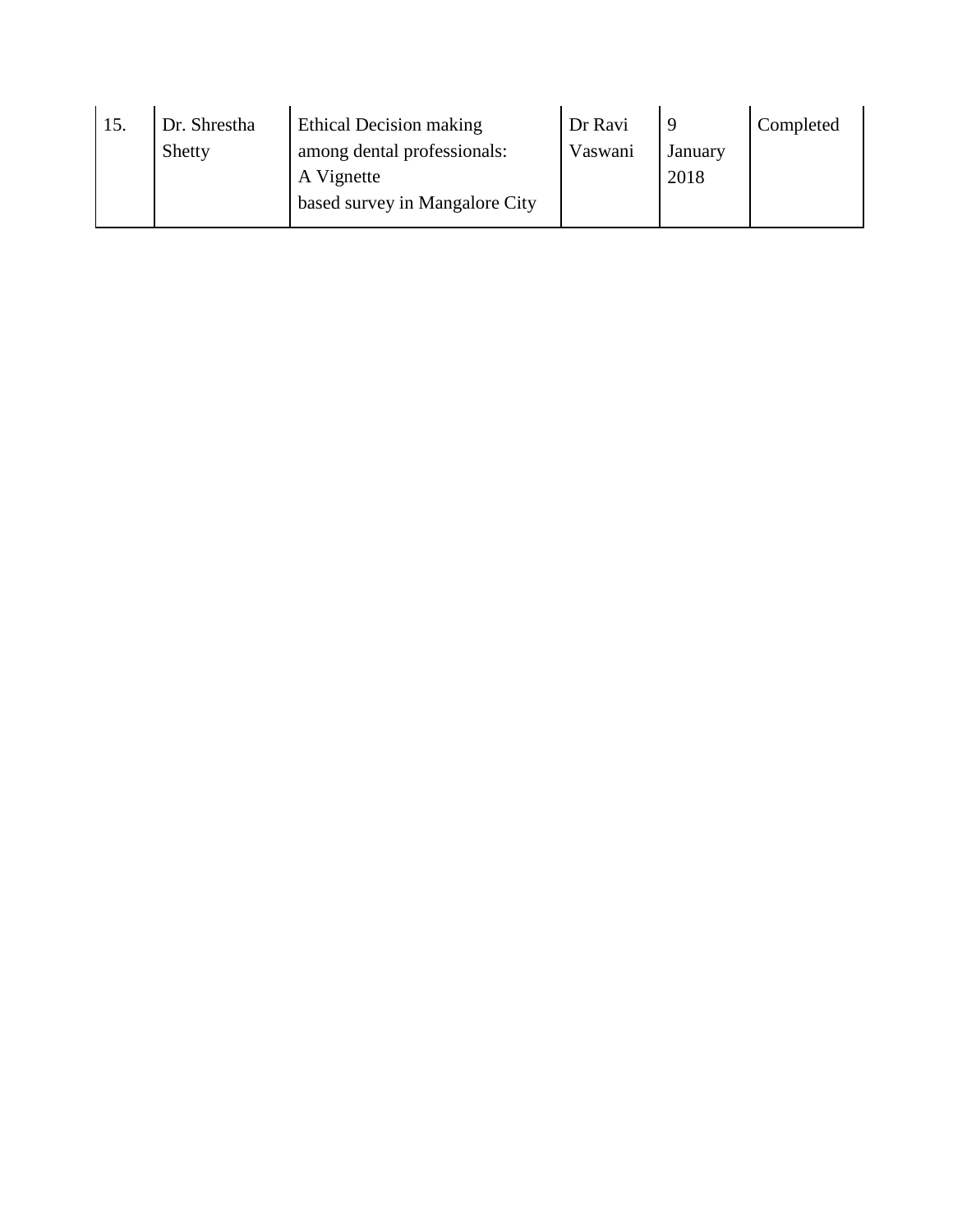| 15. | Dr. Shrestha Shetty | Ethical Decision making among dental professionals: A Vignette based survey in Mangalore City | Dr Ravi Vaswani | 9 January 2018 | Completed |
|---|---|---|---|---|---|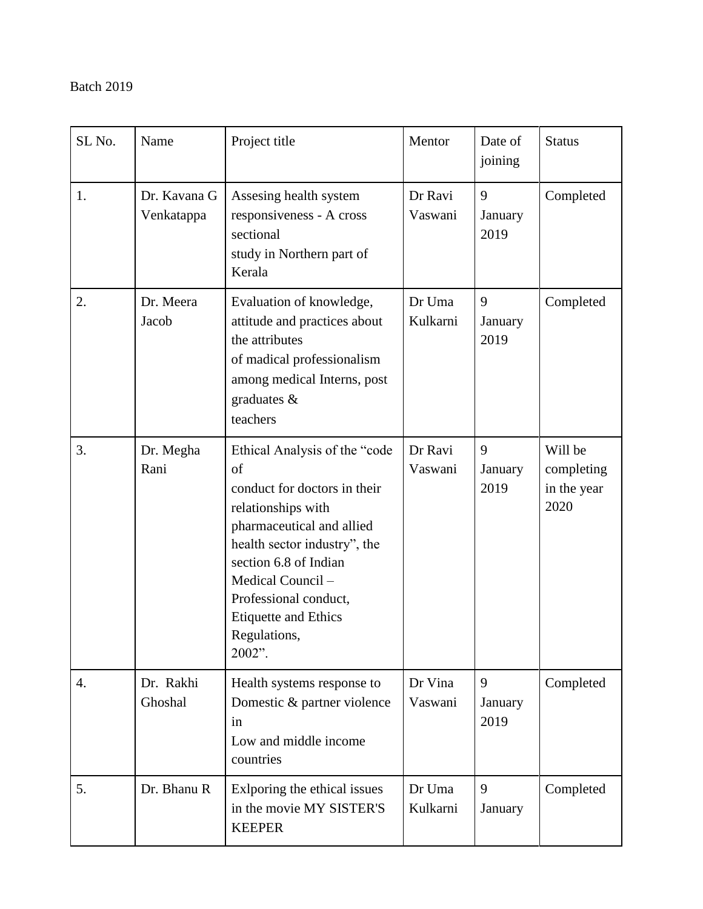Batch 2019

| SL No. | Name | Project title | Mentor | Date of joining | Status |
|---|---|---|---|---|---|
| 1. | Dr. Kavana G Venkatappa | Assesing health system responsiveness - A cross sectional study in Northern part of Kerala | Dr Ravi Vaswani | 9 January 2019 | Completed |
| 2. | Dr. Meera Jacob | Evaluation of knowledge, attitude and practices about the attributes of medical professionalism among medical Interns, post graduates & teachers | Dr Uma Kulkarni | 9 January 2019 | Completed |
| 3. | Dr. Megha Rani | Ethical Analysis of the "code of conduct for doctors in their relationships with pharmaceutical and allied health sector industry", the section 6.8 of Indian Medical Council – Professional conduct, Etiquette and Ethics Regulations, 2002". | Dr Ravi Vaswani | 9 January 2019 | Will be completing in the year 2020 |
| 4. | Dr. Rakhi Ghoshal | Health systems response to Domestic & partner violence in Low and middle income countries | Dr Vina Vaswani | 9 January 2019 | Completed |
| 5. | Dr. Bhanu R | Exlporing the ethical issues in the movie MY SISTER'S KEEPER | Dr Uma Kulkarni | 9 January | Completed |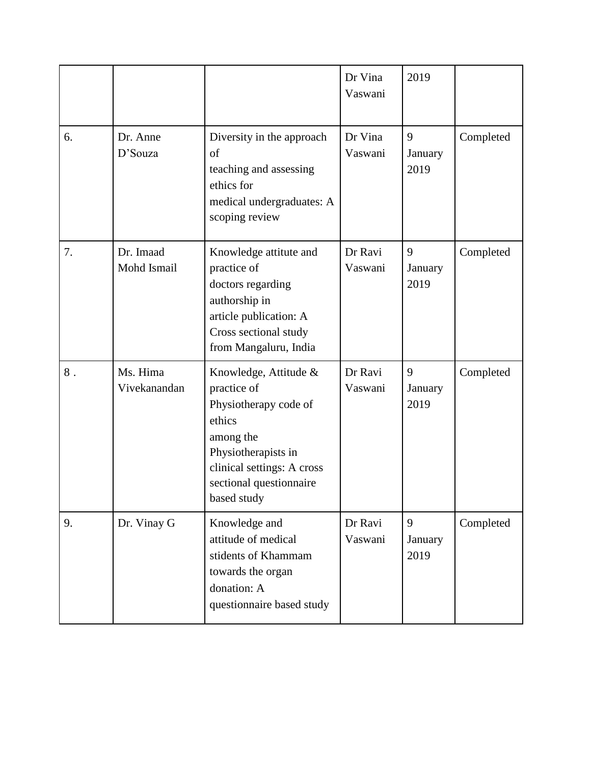| | | | Dr Vina Vaswani | 2019 | |
|---|---|---|---|---|---|
| 6. | Dr. Anne D'Souza | Diversity in the approach of teaching and assessing ethics for medical undergraduates: A scoping review | Dr Vina Vaswani | 9 January 2019 | Completed |
| 7. | Dr. Imaad Mohd Ismail | Knowledge attitute and practice of doctors regarding authorship in article publication: A Cross sectional study from Mangaluru, India | Dr Ravi Vaswani | 9 January 2019 | Completed |
| 8 . | Ms. Hima Vivekanandan | Knowledge, Attitude & practice of Physiotherapy code of ethics among the Physiotherapists in clinical settings: A cross sectional questionnaire based study | Dr Ravi Vaswani | 9 January 2019 | Completed |
| 9. | Dr. Vinay G | Knowledge and attitude of medical stidents of Khammam towards the organ donation: A questionnaire based study | Dr Ravi Vaswani | 9 January 2019 | Completed |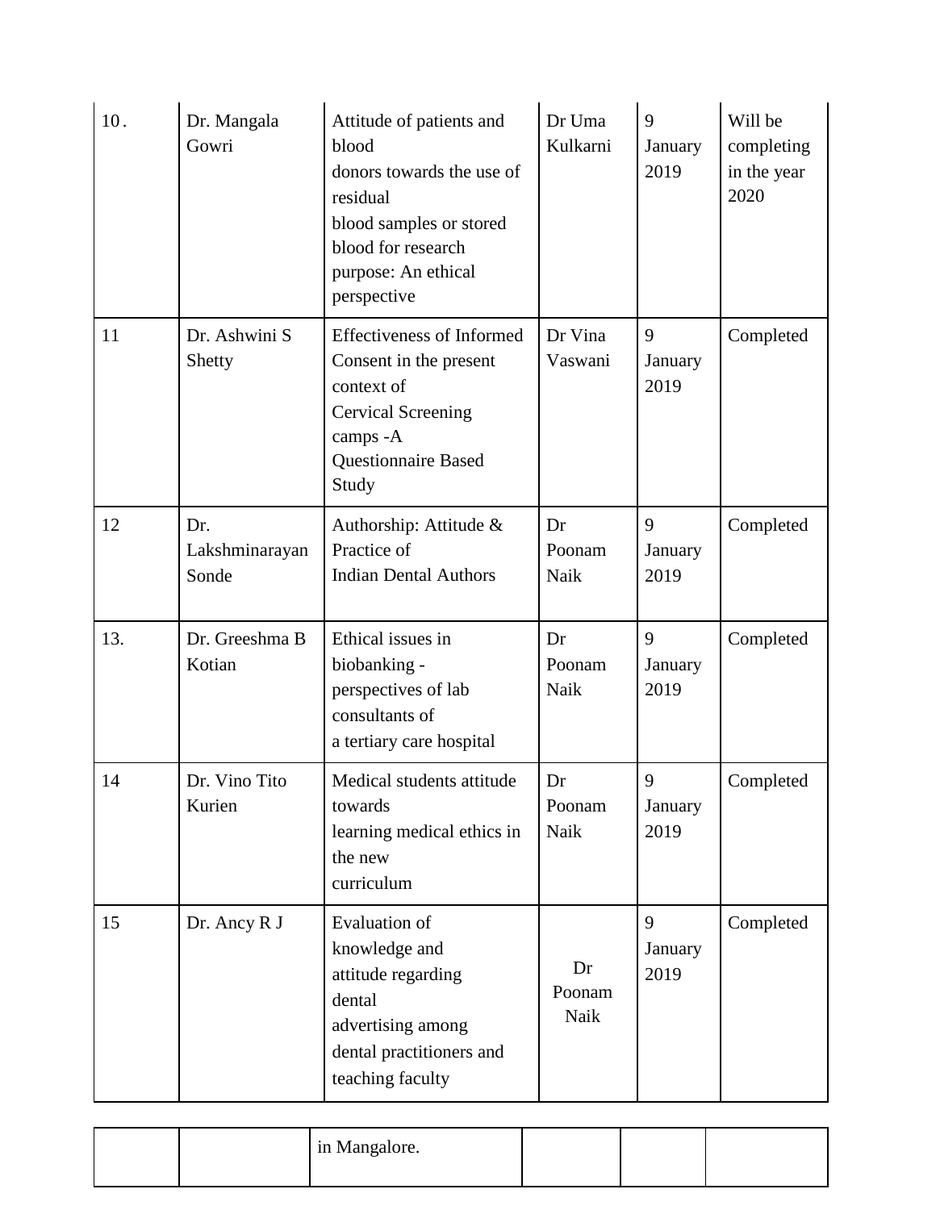| 10. | Dr. Mangala Gowri | Attitude of patients and blood donors towards the use of residual blood samples or stored blood for research purpose: An ethical perspective | Dr Uma Kulkarni | 9 January 2019 | Will be completing in the year 2020 |
|---|---|---|---|---|---|
| 11 | Dr. Ashwini S Shetty | Effectiveness of Informed Consent in the present context of Cervical Screening camps -A Questionnaire Based Study | Dr Vina Vaswani | 9 January 2019 | Completed |
| 12 | Dr. Lakshminarayan Sonde | Authorship: Attitude & Practice of Indian Dental Authors | Dr Poonam Naik | 9 January 2019 | Completed |
| 13. | Dr. Greeshma B Kotian | Ethical issues in biobanking - perspectives of lab consultants of a tertiary care hospital | Dr Poonam Naik | 9 January 2019 | Completed |
| 14 | Dr. Vino Tito Kurien | Medical students attitude towards learning medical ethics in the new curriculum | Dr Poonam Naik | 9 January 2019 | Completed |
| 15 | Dr. Ancy R J | Evaluation of knowledge and attitude regarding dental advertising among dental practitioners and teaching faculty in Mangalore. | Dr Poonam Naik | 9 January 2019 | Completed |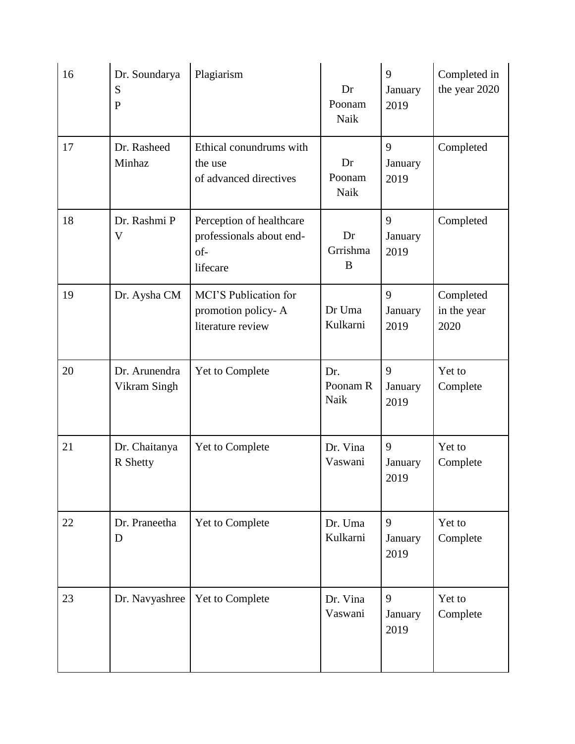| 16 | Dr. Soundarya S P | Plagiarism | Dr Poonam Naik | 9 January 2019 | Completed in the year 2020 |
|---|---|---|---|---|---|
| 17 | Dr. Rasheed Minhaz | Ethical conundrums with the use of advanced directives | Dr Poonam Naik | 9 January 2019 | Completed |
| 18 | Dr. Rashmi P V | Perception of healthcare professionals about end-of-lifecare | Dr Grrishma B | 9 January 2019 | Completed |
| 19 | Dr. Aysha CM | MCI'S Publication for promotion policy- A literature review | Dr Uma Kulkarni | 9 January 2019 | Completed in the year 2020 |
| 20 | Dr. Arunendra Vikram Singh | Yet to Complete | Dr. Poonam R Naik | 9 January 2019 | Yet to Complete |
| 21 | Dr. Chaitanya R Shetty | Yet to Complete | Dr. Vina Vaswani | 9 January 2019 | Yet to Complete |
| 22 | Dr. Praneetha D | Yet to Complete | Dr. Uma Kulkarni | 9 January 2019 | Yet to Complete |
| 23 | Dr. Navyashree | Yet to Complete | Dr. Vina Vaswani | 9 January 2019 | Yet to Complete |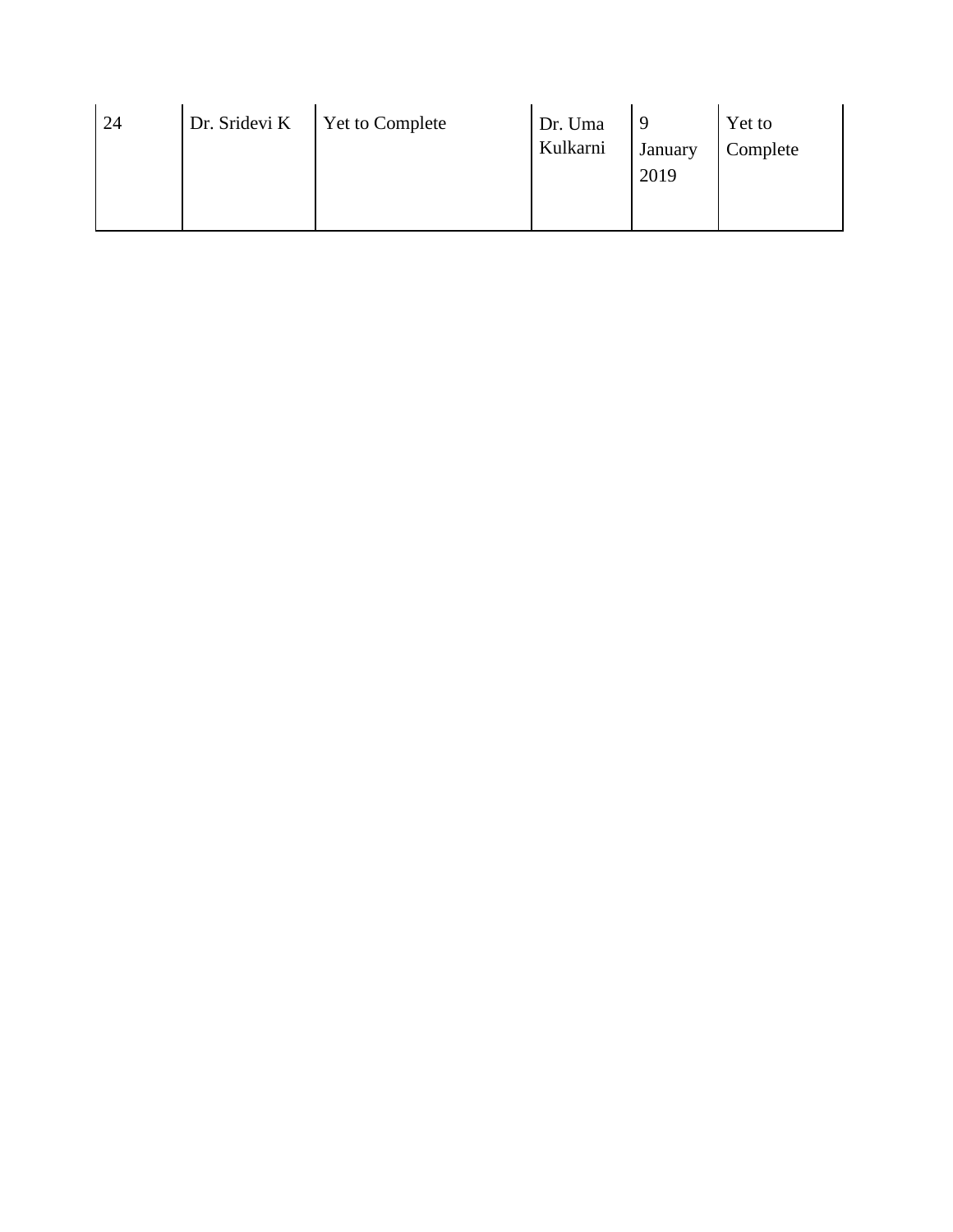| | | | | | |
|---|---|---|---|---|---|
| 24 | Dr. Sridevi K | Yet to Complete | Dr. Uma Kulkarni | 9 January 2019 | Yet to Complete |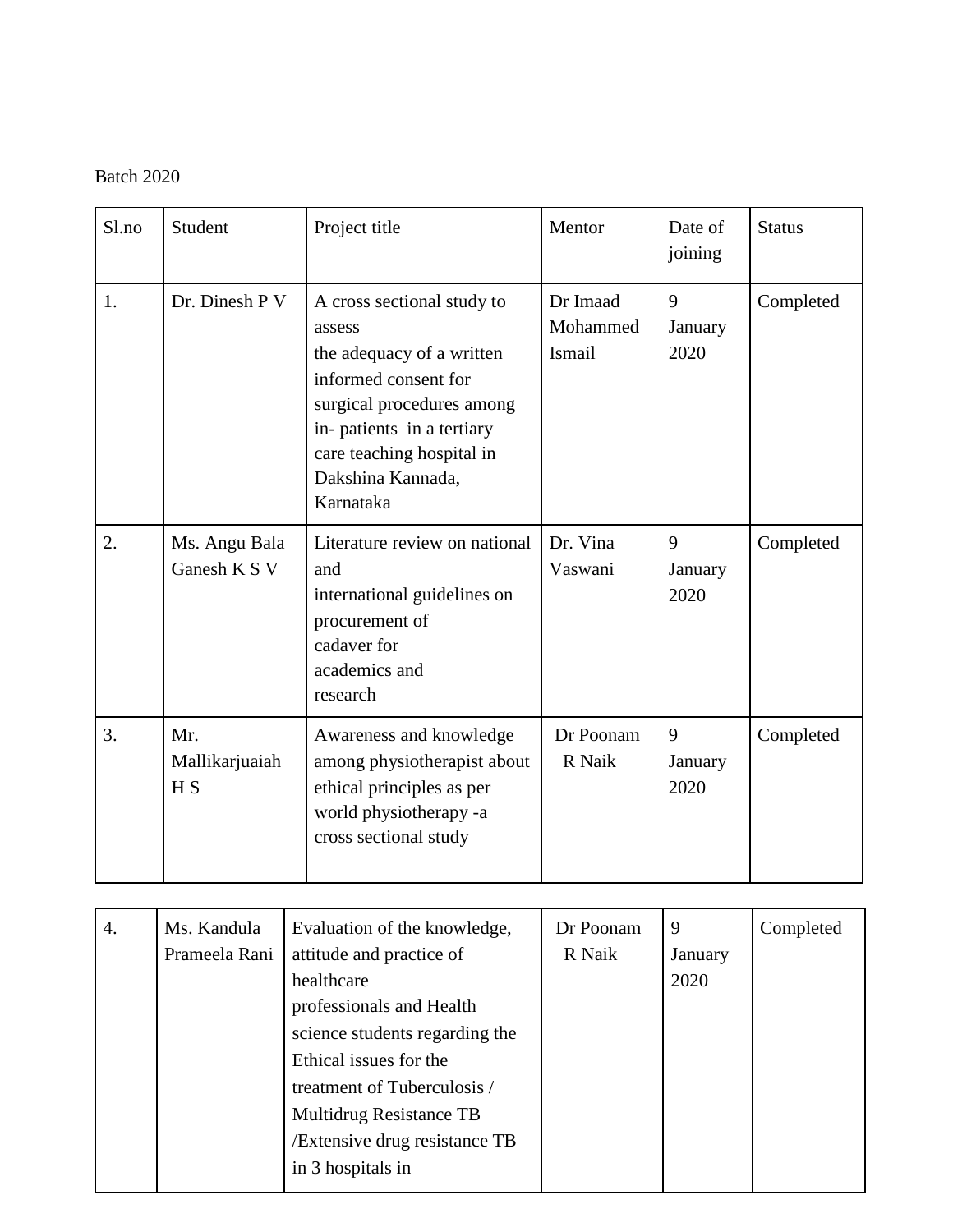Batch 2020

| Sl.no | Student | Project title | Mentor | Date of joining | Status |
|---|---|---|---|---|---|
| 1. | Dr. Dinesh P V | A cross sectional study to assess the adequacy of a written informed consent for surgical procedures among in- patients in a tertiary care teaching hospital in Dakshina Kannada, Karnataka | Dr Imaad Mohammed Ismail | 9 January 2020 | Completed |
| 2. | Ms. Angu Bala Ganesh K S V | Literature review on national and international guidelines on procurement of cadaver for academics and research | Dr. Vina Vaswani | 9 January 2020 | Completed |
| 3. | Mr. Mallikarjuaiah H S | Awareness and knowledge among physiotherapist about ethical principles as per world physiotherapy -a cross sectional study | Dr Poonam R Naik | 9 January 2020 | Completed |
| 4. | Ms. Kandula Prameela Rani | Evaluation of the knowledge, attitude and practice of healthcare professionals and Health science students regarding the Ethical issues for the treatment of Tuberculosis / Multidrug Resistance TB /Extensive drug resistance TB in 3 hospitals in | Dr Poonam R Naik | 9 January 2020 | Completed |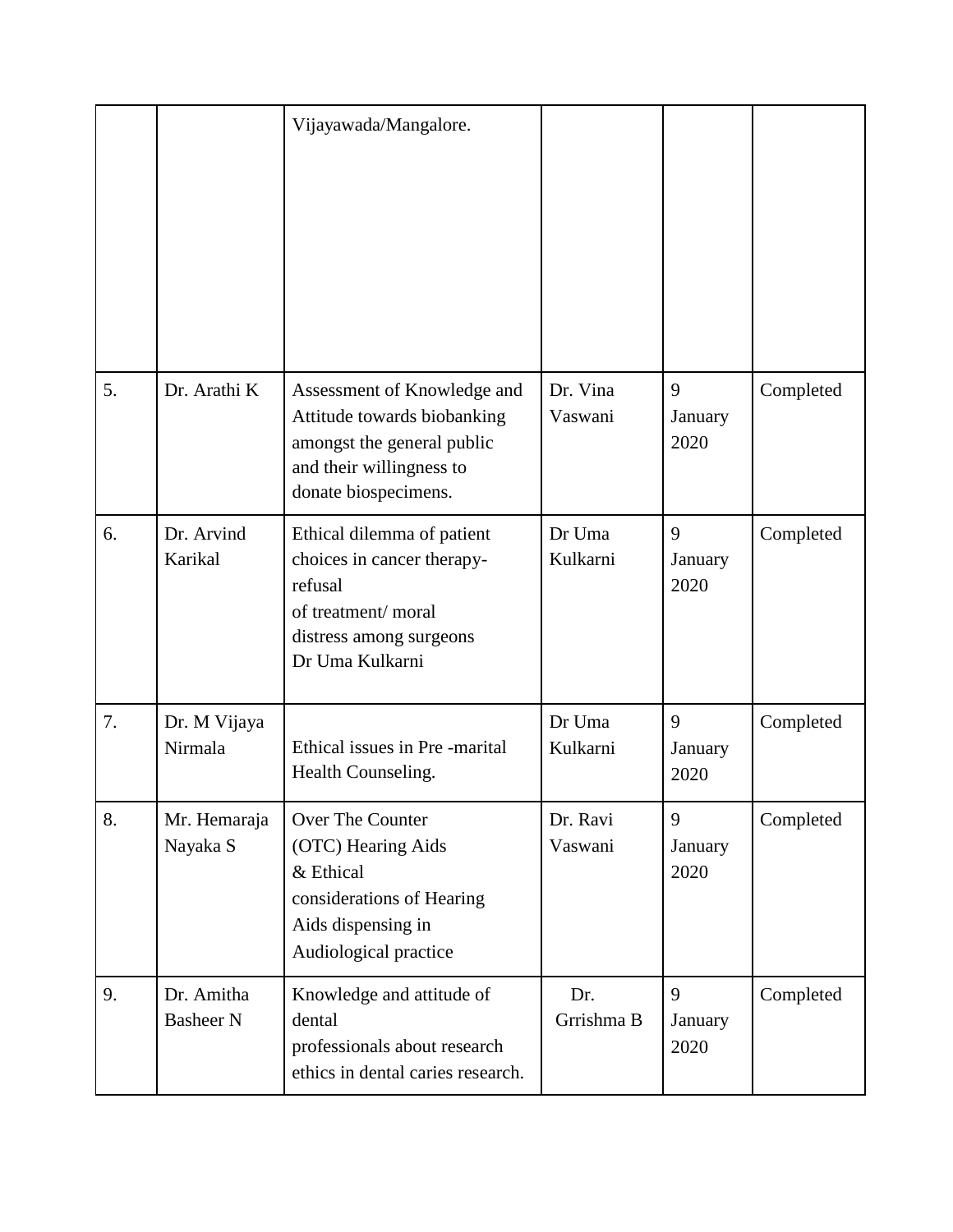| | | | | | |
|---|---|---|---|---|---|
| | | Vijayawada/Mangalore. | | | |
| 5. | Dr. Arathi K | Assessment of Knowledge and Attitude towards biobanking amongst the general public and their willingness to donate biospecimens. | Dr. Vina Vaswani | 9 January 2020 | Completed |
| 6. | Dr. Arvind Karikal | Ethical dilemma of patient choices in cancer therapy-refusal of treatment/ moral distress among surgeons Dr Uma Kulkarni | Dr Uma Kulkarni | 9 January 2020 | Completed |
| 7. | Dr. M Vijaya Nirmala | Ethical issues in Pre -marital Health Counseling. | Dr Uma Kulkarni | 9 January 2020 | Completed |
| 8. | Mr. Hemaraja Nayaka S | Over The Counter (OTC) Hearing Aids & Ethical considerations of Hearing Aids dispensing in Audiological practice | Dr. Ravi Vaswani | 9 January 2020 | Completed |
| 9. | Dr. Amitha Basheer N | Knowledge and attitude of dental professionals about research ethics in dental caries research. | Dr. Grrishma B | 9 January 2020 | Completed |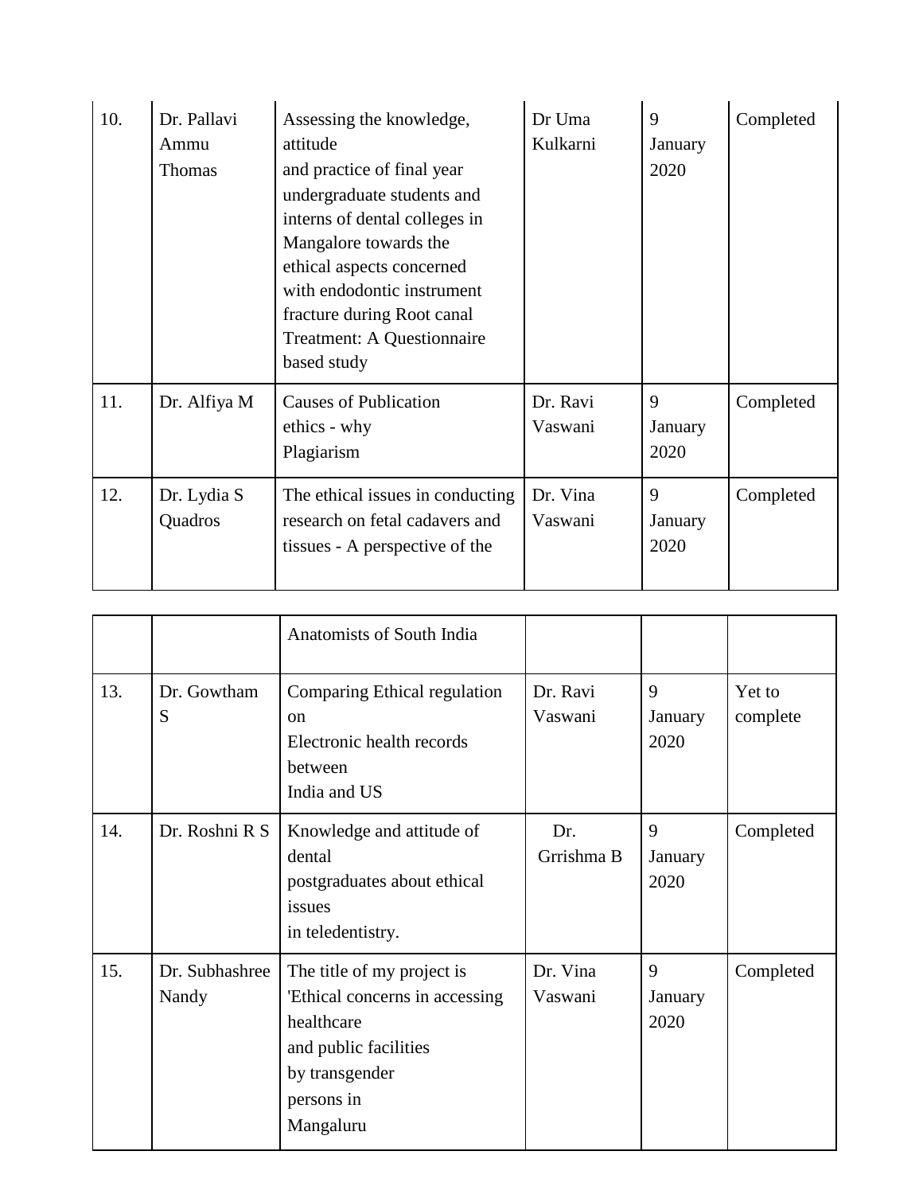| | | | | | |
|---|---|---|---|---|---|
| 10. | Dr. Pallavi Ammu Thomas | Assessing the knowledge, attitude and practice of final year undergraduate students and interns of dental colleges in Mangalore towards the ethical aspects concerned with endodontic instrument fracture during Root canal Treatment: A Questionnaire based study | Dr Uma Kulkarni | 9 January 2020 | Completed |
| 11. | Dr. Alfiya M | Causes of Publication ethics - why Plagiarism | Dr. Ravi Vaswani | 9 January 2020 | Completed |
| 12. | Dr. Lydia S Quadros | The ethical issues in conducting research on fetal cadavers and tissues - A perspective of the Anatomists of South India | Dr. Vina Vaswani | 9 January 2020 | Completed |
| 13. | Dr. Gowtham S | Comparing Ethical regulation on Electronic health records between India and US | Dr. Ravi Vaswani | 9 January 2020 | Yet to complete |
| 14. | Dr. Roshni R S | Knowledge and attitude of dental postgraduates about ethical issues in teledentistry. | Dr. Grrishma B | 9 January 2020 | Completed |
| 15. | Dr. Subhashree Nandy | The title of my project is 'Ethical concerns in accessing healthcare and public facilities by transgender persons in Mangaluru | Dr. Vina Vaswani | 9 January 2020 | Completed |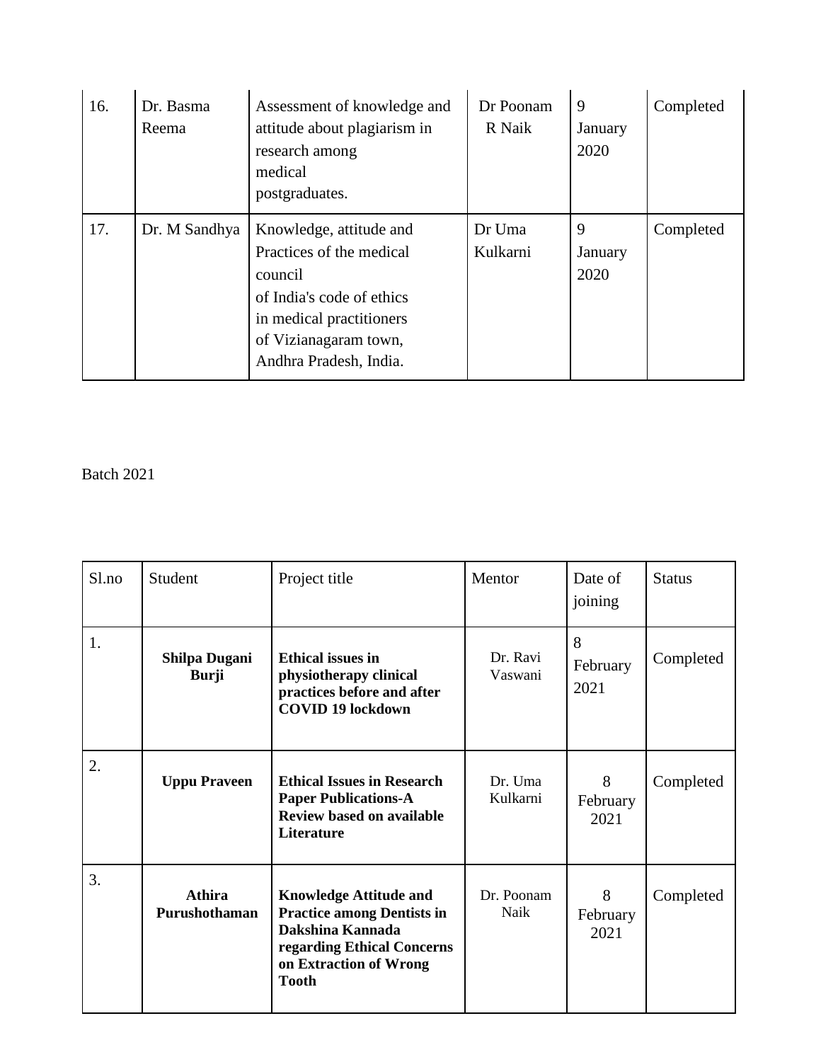| 16. | Dr. Basma Reema | Assessment of knowledge and attitude about plagiarism in research among medical postgraduates. | Dr Poonam R Naik | 9 January 2020 | Completed |
|---|---|---|---|---|---|
| 17. | Dr. M Sandhya | Knowledge, attitude and Practices of the medical council of India's code of ethics in medical practitioners of Vizianagaram town, Andhra Pradesh, India. | Dr Uma Kulkarni | 9 January 2020 | Completed |

Batch 2021

| Sl.no | Student | Project title | Mentor | Date of joining | Status |
|---|---|---|---|---|---|
| 1. | **Shilpa Dugani Burji** | **Ethical issues in physiotherapy clinical practices before and after COVID 19 lockdown** | Dr. Ravi Vaswani | 8 February 2021 | Completed |
| 2. | **Uppu Praveen** | **Ethical Issues in Research Paper Publications-A Review based on available Literature** | Dr. Uma Kulkarni | 8 February 2021 | Completed |
| 3. | **Athira Purushothaman** | **Knowledge Attitude and Practice among Dentists in Dakshina Kannada regarding Ethical Concerns on Extraction of Wrong Tooth** | Dr. Poonam Naik | 8 February 2021 | Completed |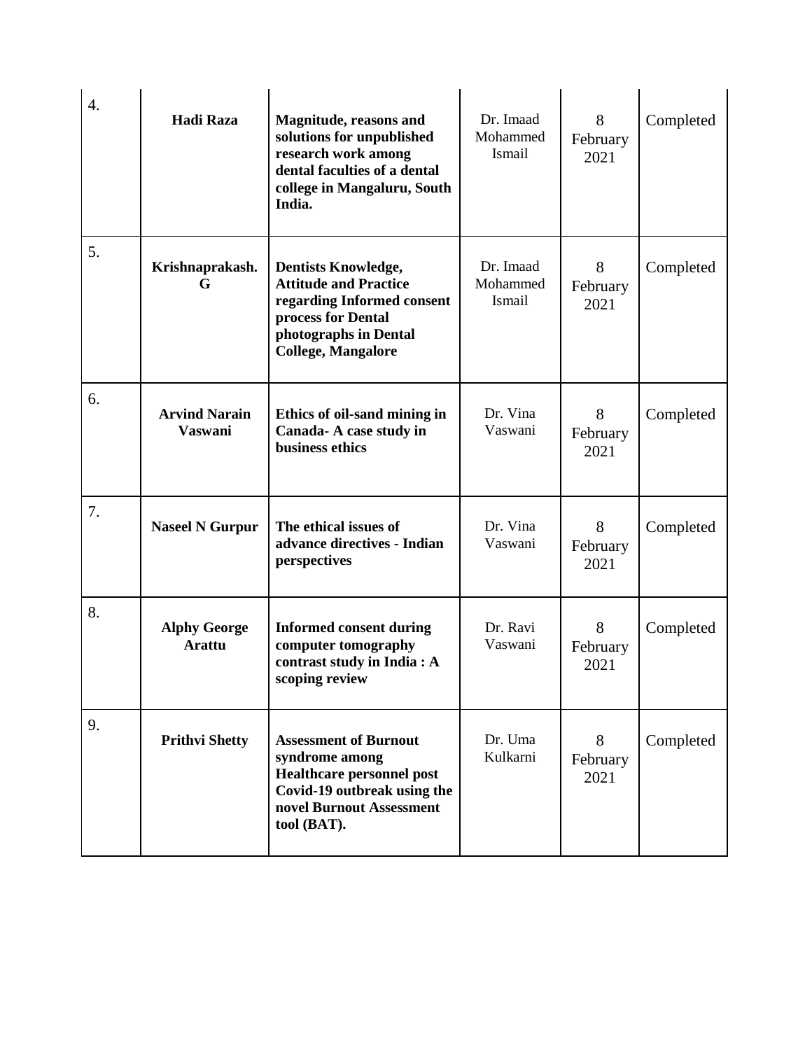| 4. | **Hadi Raza** | **Magnitude, reasons and solutions for unpublished research work among dental faculties of a dental college in Mangaluru, South India.** | Dr. Imaad Mohammed Ismail | 8 February 2021 | Completed |
|---|---|---|---|---|---|
| 5. | **Krishnaprakash. G** | **Dentists Knowledge, Attitude and Practice regarding Informed consent process for Dental photographs in Dental College, Mangalore** | Dr. Imaad Mohammed Ismail | 8 February 2021 | Completed |
| 6. | **Arvind Narain Vaswani** | **Ethics of oil-sand mining in Canada- A case study in business ethics** | Dr. Vina Vaswani | 8 February 2021 | Completed |
| 7. | **Naseel N Gurpur** | **The ethical issues of advance directives - Indian perspectives** | Dr. Vina Vaswani | 8 February 2021 | Completed |
| 8. | **Alphy George Arattu** | **Informed consent during computer tomography contrast study in India : A scoping review** | Dr. Ravi Vaswani | 8 February 2021 | Completed |
| 9. | **Prithvi Shetty** | **Assessment of Burnout syndrome among Healthcare personnel post Covid-19 outbreak using the novel Burnout Assessment tool (BAT).** | Dr. Uma Kulkarni | 8 February 2021 | Completed |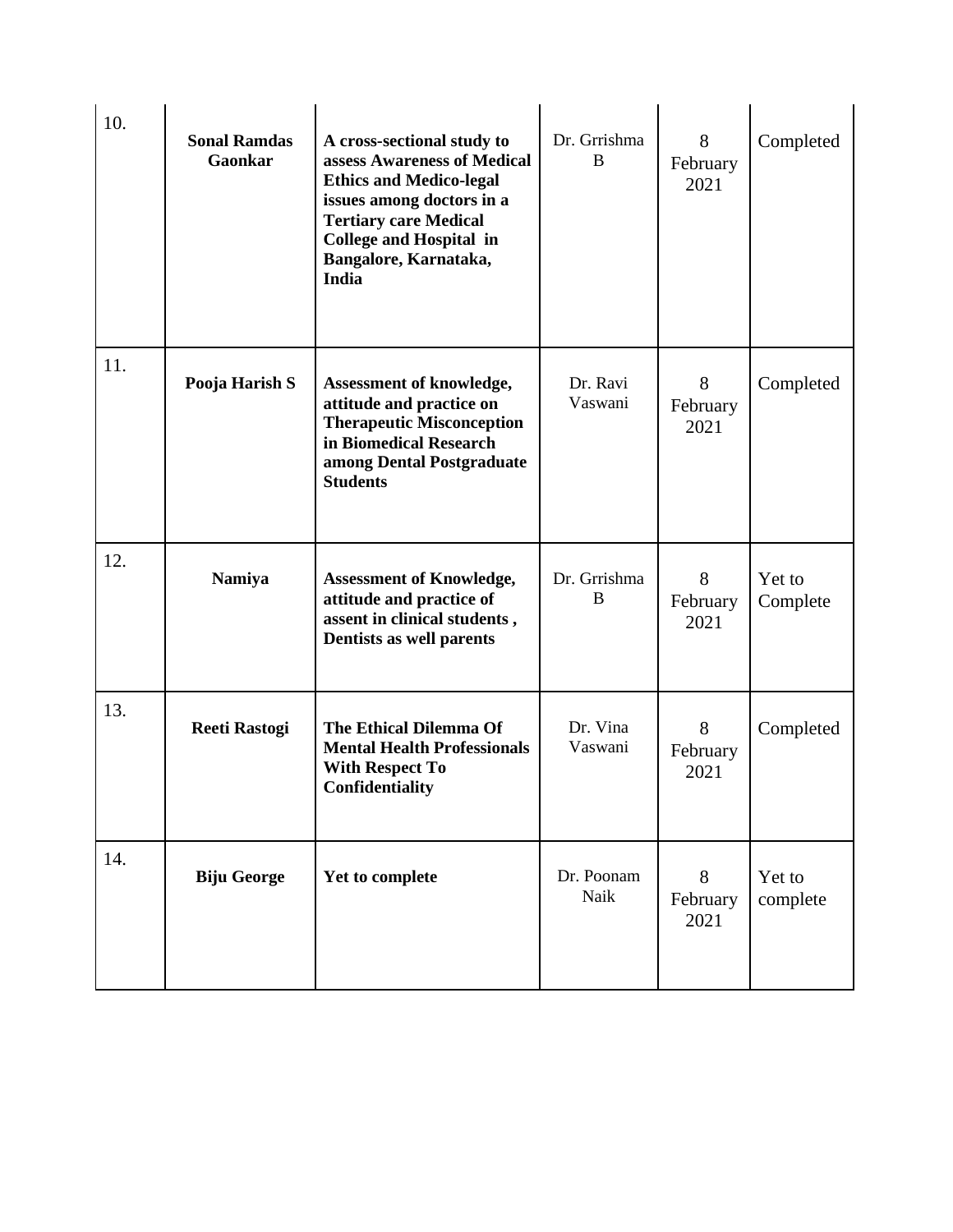| | | | | | |
|---|---|---|---|---|---|
| 10. | **Sonal Ramdas Gaonkar** | **A cross-sectional study to assess Awareness of Medical Ethics and Medico-legal issues among doctors in a Tertiary care Medical College and Hospital in Bangalore, Karnataka, India** | Dr. Grrishma B | 8 February 2021 | Completed |
| 11. | **Pooja Harish S** | **Assessment of knowledge, attitude and practice on Therapeutic Misconception in Biomedical Research among Dental Postgraduate Students** | Dr. Ravi Vaswani | 8 February 2021 | Completed |
| 12. | **Namiya** | **Assessment of Knowledge, attitude and practice of assent in clinical students , Dentists as well parents** | Dr. Grrishma B | 8 February 2021 | Yet to Complete |
| 13. | **Reeti Rastogi** | **The Ethical Dilemma Of Mental Health Professionals With Respect To Confidentiality** | Dr. Vina Vaswani | 8 February 2021 | Completed |
| 14. | **Biju George** | **Yet to complete** | Dr. Poonam Naik | 8 February 2021 | Yet to complete |